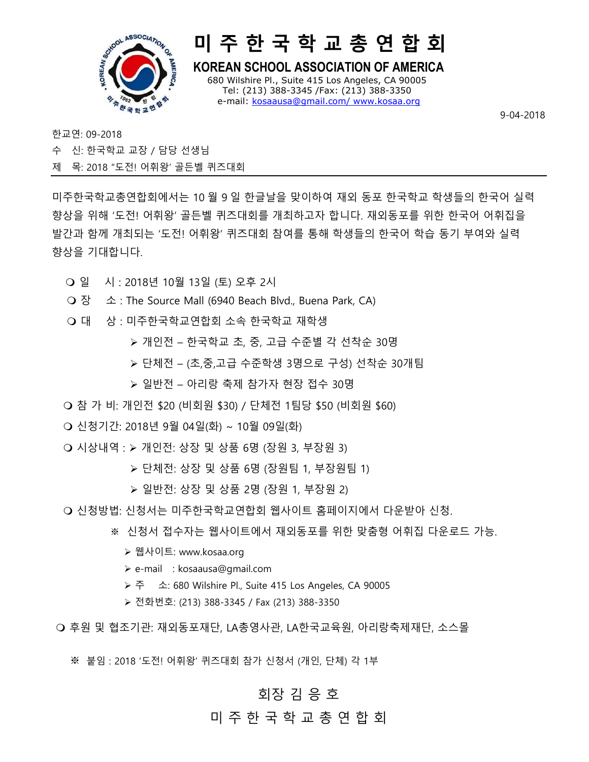# 미 주 한 국 학 교 총 연 합 회

**KOREAN SCHOOL ASSOCIATION OF AMERICA**

680 Wilshire Pl., Suite 415 Los Angeles, CA 90005
Tel: (213) 388-3345 /Fax: (213) 388-3350
e-mail: kosaausa@gmail.com/ www.kosaa.org

9-04-2018

한교연: 09-2018
수　신: 한국학교 교장 / 담당 선생님
제　목: 2018 "도전! 어휘왕" 골든벨 퀴즈대회

---

미주한국학교총연합회에서는 10 월 9 일 한글날을 맞이하여 재외 동포 한국학교 학생들의 한국어 실력 향상을 위해 '도전! 어휘왕' 골든벨 퀴즈대회를 개최하고자 합니다. 재외동포를 위한 한국어 어휘집을 발간과 함께 개최되는 '도전! 어휘왕' 퀴즈대회 참여를 통해 학생들의 한국어 학습 동기 부여와 실력 향상을 기대합니다.

- ❍ 일　　시 : 2018년 10월 13일 (토) 오후 2시
- ❍ 장　　소 : The Source Mall (6940 Beach Blvd., Buena Park, CA)
- ❍ 대　　상 : 미주한국학교연합회 소속 한국학교 재학생
  - ➢ 개인전 – 한국학교 초, 중, 고급 수준별 각 선착순 30명
  - ➢ 단체전 – (초,중,고급 수준학생 3명으로 구성) 선착순 30개팀
  - ➢ 일반전 – 아리랑 축제 참가자 현장 접수 30명
- ❍ 참 가 비: 개인전 $20 (비회원 $30) / 단체전 1팀당 $50 (비회원 $60)
- ❍ 신청기간: 2018년 9월 04일(화) ~ 10월 09일(화)
- ❍ 시상내역 :
  - ➢ 개인전: 상장 및 상품 6명 (장원 3, 부장원 3)
  - ➢ 단체전: 상장 및 상품 6명 (장원팀 1, 부장원팀 1)
  - ➢ 일반전: 상장 및 상품 2명 (장원 1, 부장원 2)
- ❍ 신청방법: 신청서는 미주한국학교연합회 웹사이트 홈페이지에서 다운받아 신청.
  - ※ 신청서 접수자는 웹사이트에서 재외동포를 위한 맞춤형 어휘집 다운로드 가능.
  - ➢ 웹사이트: www.kosaa.org
  - ➢ e-mail　: kosaausa@gmail.com
  - ➢ 주　　소: 680 Wilshire Pl., Suite 415 Los Angeles, CA 90005
  - ➢ 전화번호: (213) 388-3345 / Fax (213) 388-3350
- ❍ 후원 및 협조기관: 재외동포재단, LA총영사관, LA한국교육원, 아리랑축제재단, 소스몰

※ 붙임 : 2018 '도전! 어휘왕' 퀴즈대회 참가 신청서 (개인, 단체) 각 1부

회장 김 응 호

미 주 한 국 학 교 총 연 합 회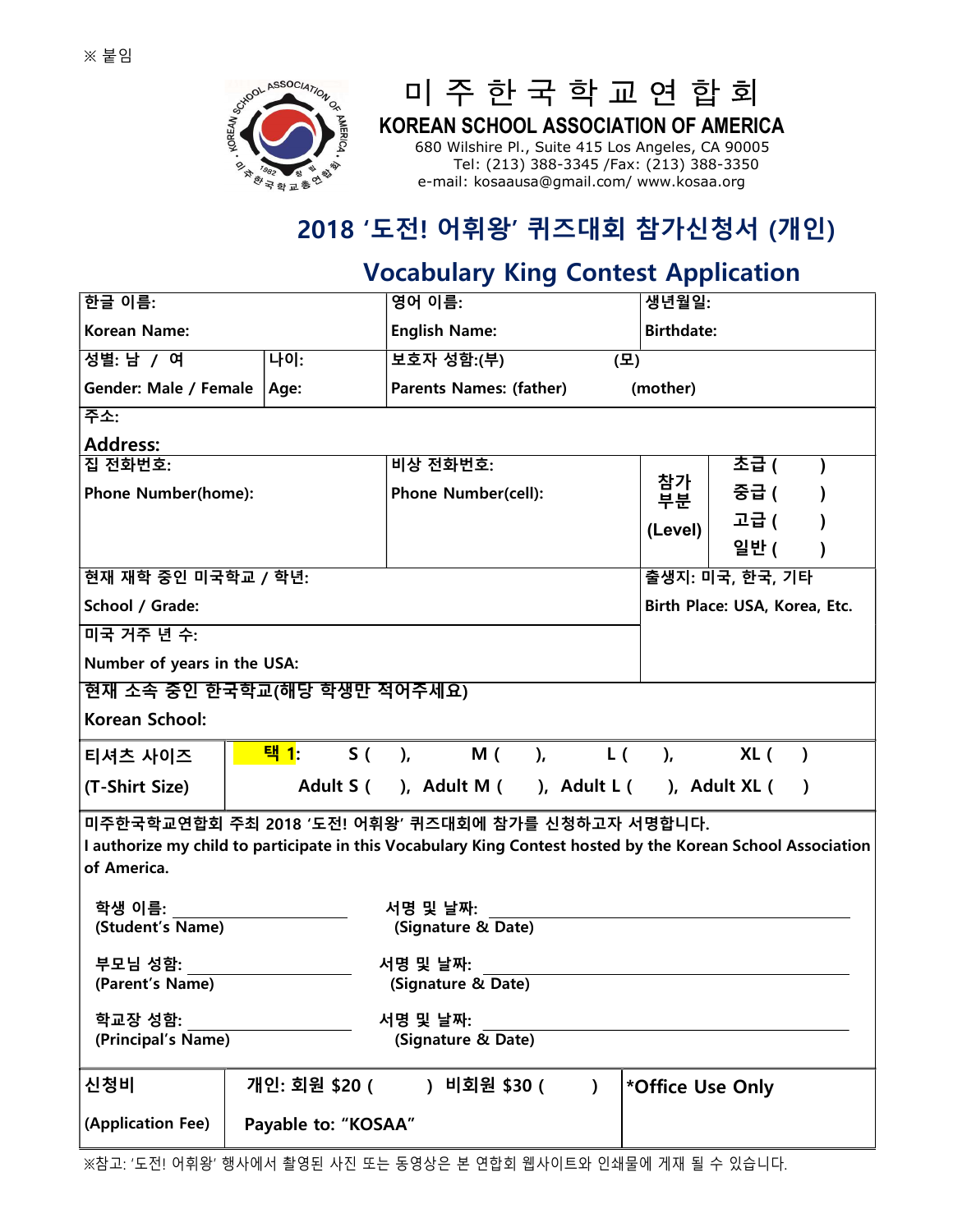※ 붙임

# 미 주 한 국 학 교 연 합 회

## KOREAN SCHOOL ASSOCIATION OF AMERICA

680 Wilshire Pl., Suite 415 Los Angeles, CA 90005
Tel: (213) 388-3345 /Fax: (213) 388-3350
e-mail: kosaausa@gmail.com/ www.kosaa.org

## 2018 '도전! 어휘왕' 퀴즈대회 참가신청서 (개인)

## Vocabulary King Contest Application

| 한글 이름: Korean Name: | | 영어 이름: English Name: | 생년월일: Birthdate: | |
|---|---|---|---|---|
| 성별: 남 / 여 Gender: Male / Female | 나이: Age: | 보호자 성함:(부) (모) Parents Names: (father) (mother) | | |
| 주소: Address: | | | | |
| 집 전화번호: Phone Number(home): | | 비상 전화번호: Phone Number(cell): | 참가 부분 (Level) | 초급 ( ) 중급 ( ) 고급 ( ) 일반 ( ) |
| 현재 재학 중인 미국학교 / 학년: School / Grade: | | | 출생지: 미국, 한국, 기타 Birth Place: USA, Korea, Etc. | |
| 미국 거주 년 수: Number of years in the USA: | | | | |
| 현재 소속 중인 한국학교(해당 학생만 적어주세요) Korean School: | | | | |
| 티셔츠 사이즈 (T-Shirt Size) | 택 1: S ( ), M ( ), L ( ), XL ( ) Adult S ( ), Adult M ( ), Adult L ( ), Adult XL ( ) | | | |

미주한국학교연합회 주최 2018 '도전! 어휘왕' 퀴즈대회에 참가를 신청하고자 서명합니다.
I authorize my child to participate in this Vocabulary King Contest hosted by the Korean School Association of America.

학생 이름: ____________ 서명 및 날짜: ____________
(Student's Name) (Signature & Date)

부모님 성함: ____________ 서명 및 날짜: ____________
(Parent's Name) (Signature & Date)

학교장 성함: ____________ 서명 및 날짜: ____________
(Principal's Name) (Signature & Date)

| 신청비 (Application Fee) | 개인: 회원 $20 ( ) 비회원 $30 ( ) Payable to: "KOSAA" | *Office Use Only |
|---|---|---|

※참고: '도전! 어휘왕' 행사에서 촬영된 사진 또는 동영상은 본 연합회 웹사이트와 인쇄물에 게재 될 수 있습니다.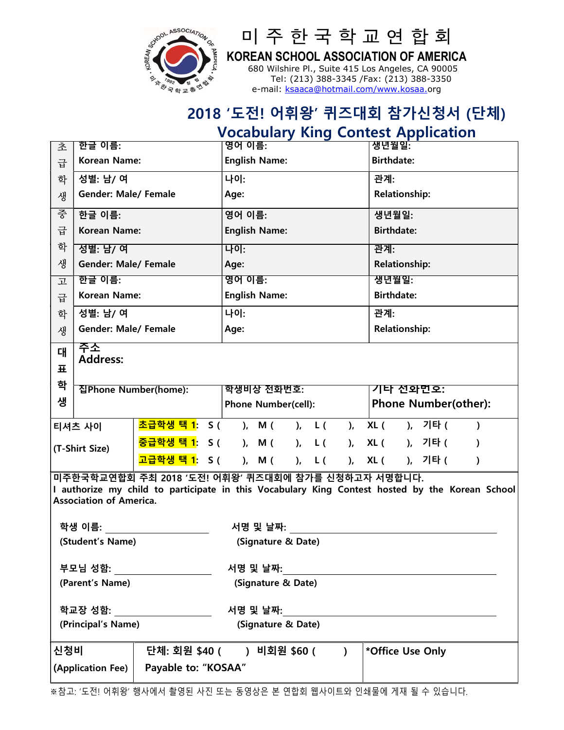# 미 주 한 국 학 교 연 합 회

**KOREAN SCHOOL ASSOCIATION OF AMERICA**

680 Wilshire Pl., Suite 415 Los Angeles, CA 90005
Tel: (213) 388-3345 /Fax: (213) 388-3350
e-mail: ksaaca@hotmail.com/www.kosaa.org

## 2018 '도전! 어휘왕' 퀴즈대회 참가신청서 (단체)

## Vocabulary King Contest Application

| | | | |
|---|---|---|---|
| 초급학생 | 한글 이름: Korean Name: | 영어 이름: English Name: | 생년월일: Birthdate: |
| | 성별: 남/ 여 Gender: Male/ Female | 나이: Age: | 관계: Relationship: |
| 중급학생 | 한글 이름: Korean Name: | 영어 이름: English Name: | 생년월일: Birthdate: |
| | 성별: 남/ 여 Gender: Male/ Female | 나이: Age: | 관계: Relationship: |
| 고급학생 | 한글 이름: Korean Name: | 영어 이름: English Name: | 생년월일: Birthdate: |
| | 성별: 남/ 여 Gender: Male/ Female | 나이: Age: | 관계: Relationship: |
| 대표학생 | 주소 Address: | | |
| | 집Phone Number(home): | 학생비상 전화번호: Phone Number(cell): | 기타 전화번호: Phone Number(other): |

| | | |
|---|---|---|
| 티셔츠 사이 (T-Shirt Size) | **초급학생 택 1**: | S ( ), M ( ), L ( ), XL ( ), 기타 ( ) |
| | **중급학생 택 1**: | S ( ), M ( ), L ( ), XL ( ), 기타 ( ) |
| | **고급학생 택 1**: | S ( ), M ( ), L ( ), XL ( ), 기타 ( ) |

**미주한국학교연합회 주최 2018 '도전! 어휘왕' 퀴즈대회에 참가를 신청하고자 서명합니다.**
**I authorize my child to participate in this Vocabulary King Contest hosted by the Korean School Association of America.**

학생 이름: ____________ 서명 및 날짜: ______________________
(Student's Name) (Signature & Date)

부모님 성함: ____________ 서명 및 날짜: ______________________
(Parent's Name) (Signature & Date)

학교장 성함: ____________ 서명 및 날짜: ______________________
(Principal's Name) (Signature & Date)

| | | |
|---|---|---|
| 신청비 (Application Fee) | 단체: 회원 $40 ( ) 비회원 $60 ( ) Payable to: "KOSAA" | *Office Use Only |

※참고: '도전! 어휘왕' 행사에서 촬영된 사진 또는 동영상은 본 연합회 웹사이트와 인쇄물에 게재 될 수 있습니다.